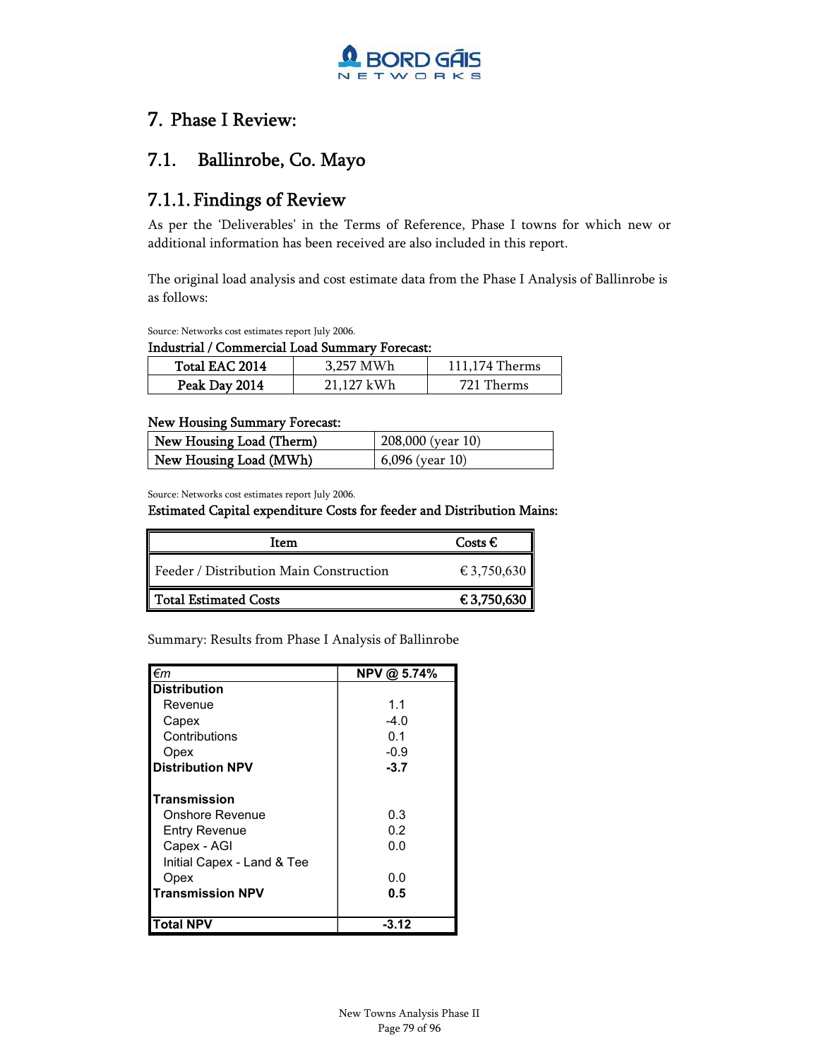# 7. Phase I Review:

## 7.1. Ballinrobe, Co. Mayo

### 7.1.1. Findings of Review

As per the 'Deliverables' in the Terms of Reference, Phase I towns for which new or additional information has been received are also included in this report.

The original load analysis and cost estimate data from the Phase I Analysis of Ballinrobe is as follows:

Source: Networks cost estimates report July 2006.

**Industrial / Commercial Load Summary Forecast:**

| | | |
|---|---|---|
| **Total EAC 2014** | 3,257 MWh | 111,174 Therms |
| **Peak Day 2014** | 21,127 kWh | 721 Therms |

**New Housing Summary Forecast:**

| | |
|---|---|
| New Housing Load (Therm) | 208,000 (year 10) |
| New Housing Load (MWh) | 6,096 (year 10) |

Source: Networks cost estimates report July 2006.

**Estimated Capital expenditure Costs for feeder and Distribution Mains:**

| Item | Costs € |
|---|---|
| Feeder / Distribution Main Construction | € 3,750,630 |
| **Total Estimated Costs** | **€ 3,750,630** |

Summary: Results from Phase I Analysis of Ballinrobe

| *€m* | **NPV @ 5.74%** |
|---|---|
| **Distribution** | |
| Revenue | 1.1 |
| Capex | -4.0 |
| Contributions | 0.1 |
| Opex | -0.9 |
| **Distribution NPV** | **-3.7** |
| | |
| **Transmission** | |
| Onshore Revenue | 0.3 |
| Entry Revenue | 0.2 |
| Capex - AGI | 0.0 |
| Initial Capex - Land & Tee | |
| Opex | 0.0 |
| **Transmission NPV** | **0.5** |
| | |
| **Total NPV** | **-3.12** |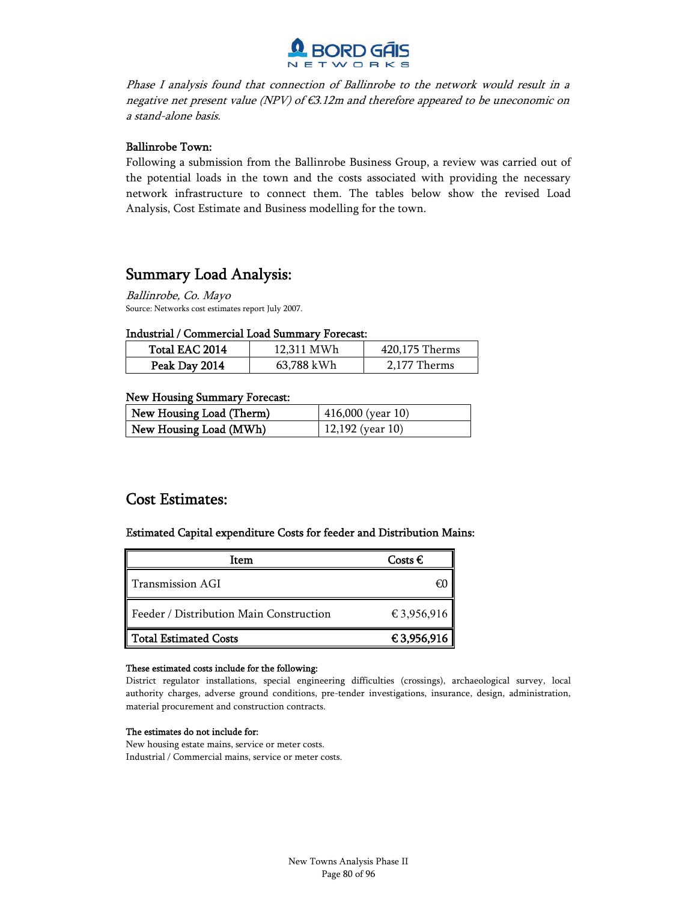*Phase I analysis found that connection of Ballinrobe to the network would result in a negative net present value (NPV) of €3.12m and therefore appeared to be uneconomic on a stand-alone basis.*

**Ballinrobe Town:**

Following a submission from the Ballinrobe Business Group, a review was carried out of the potential loads in the town and the costs associated with providing the necessary network infrastructure to connect them. The tables below show the revised Load Analysis, Cost Estimate and Business modelling for the town.

## Summary Load Analysis:

*Ballinrobe, Co. Mayo*

Source: Networks cost estimates report July 2007.

**Industrial / Commercial Load Summary Forecast:**

| **Total EAC 2014** | 12,311 MWh | 420,175 Therms |
|---|---|---|
| **Peak Day 2014** | 63,788 kWh | 2,177 Therms |

**New Housing Summary Forecast:**

| **New Housing Load (Therm)** | 416,000 (year 10) |
|---|---|
| **New Housing Load (MWh)** | 12,192 (year 10) |

## Cost Estimates:

**Estimated Capital expenditure Costs for feeder and Distribution Mains:**

| Item | Costs € |
|---|---|
| Transmission AGI | €0 |
| Feeder / Distribution Main Construction | € 3,956,916 |
| **Total Estimated Costs** | **€ 3,956,916** |

**These estimated costs include for the following:**

District regulator installations, special engineering difficulties (crossings), archaeological survey, local authority charges, adverse ground conditions, pre-tender investigations, insurance, design, administration, material procurement and construction contracts.

**The estimates do not include for:**

New housing estate mains, service or meter costs.

Industrial / Commercial mains, service or meter costs.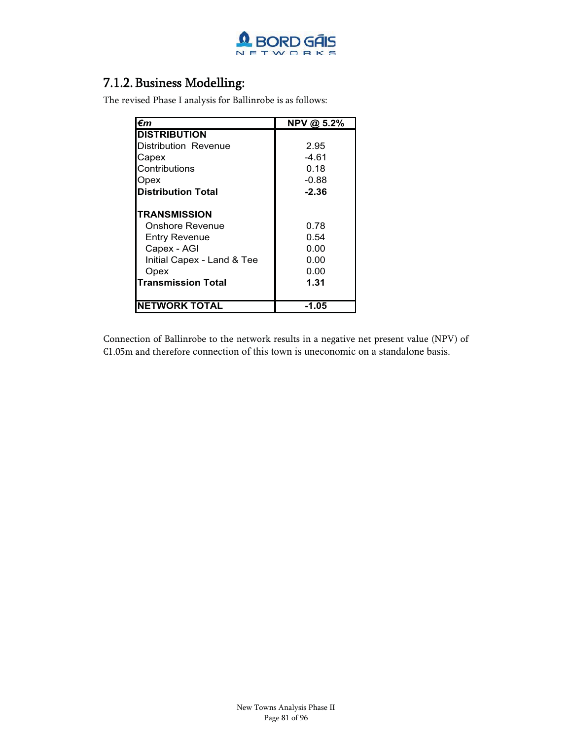### 7.1.2. Business Modelling:

The revised Phase I analysis for Ballinrobe is as follows:

| *€m* | NPV @ 5.2% |
|---|---|
| **DISTRIBUTION** | |
| Distribution Revenue | 2.95 |
| Capex | -4.61 |
| Contributions | 0.18 |
| Opex | -0.88 |
| **Distribution Total** | **-2.36** |
| | |
| **TRANSMISSION** | |
| Onshore Revenue | 0.78 |
| Entry Revenue | 0.54 |
| Capex - AGI | 0.00 |
| Initial Capex - Land & Tee | 0.00 |
| Opex | 0.00 |
| **Transmission Total** | **1.31** |
| | |
| **NETWORK TOTAL** | **-1.05** |

Connection of Ballinrobe to the network results in a negative net present value (NPV) of €1.05m and therefore connection of this town is uneconomic on a standalone basis.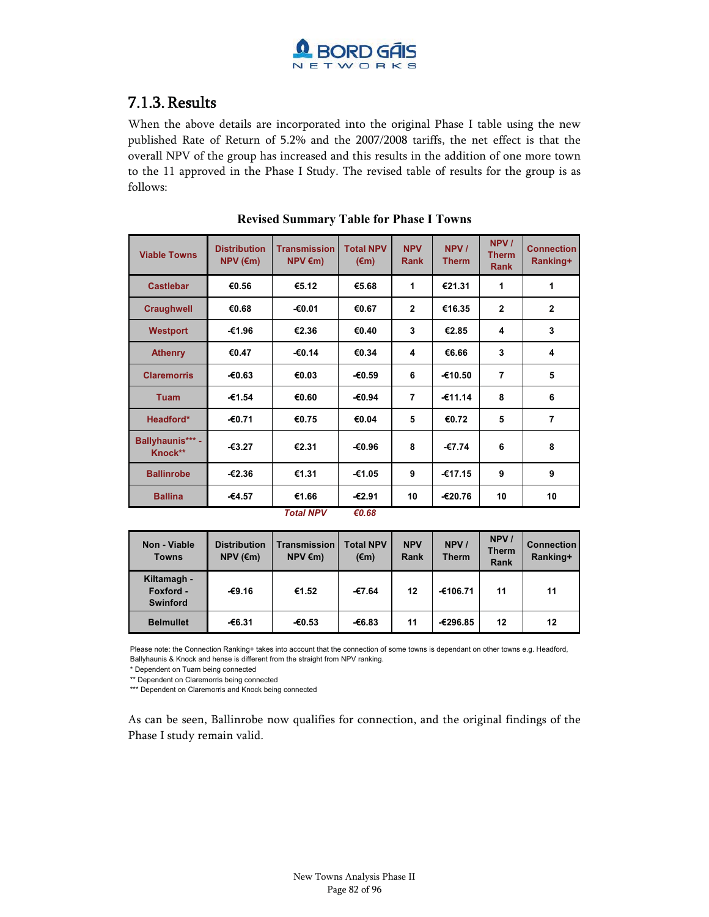## 7.1.3. Results

When the above details are incorporated into the original Phase I table using the new published Rate of Return of 5.2% and the 2007/2008 tariffs, the net effect is that the overall NPV of the group has increased and this results in the addition of one more town to the 11 approved in the Phase I Study. The revised table of results for the group is as follows:

**Revised Summary Table for Phase I Towns**

| Viable Towns | Distribution NPV (€m) | Transmission NPV €m) | Total NPV (€m) | NPV Rank | NPV / Therm | NPV / Therm Rank | Connection Ranking+ |
|---|---|---|---|---|---|---|---|
| Castlebar | €0.56 | €5.12 | €5.68 | 1 | €21.31 | 1 | 1 |
| Craughwell | €0.68 | -€0.01 | €0.67 | 2 | €16.35 | 2 | 2 |
| Westport | -€1.96 | €2.36 | €0.40 | 3 | €2.85 | 4 | 3 |
| Athenry | €0.47 | -€0.14 | €0.34 | 4 | €6.66 | 3 | 4 |
| Claremorris | -€0.63 | €0.03 | -€0.59 | 6 | -€10.50 | 7 | 5 |
| Tuam | -€1.54 | €0.60 | -€0.94 | 7 | -€11.14 | 8 | 6 |
| Headford* | -€0.71 | €0.75 | €0.04 | 5 | €0.72 | 5 | 7 |
| Ballyhaunis*** - Knock** | -€3.27 | €2.31 | -€0.96 | 8 | -€7.74 | 6 | 8 |
| Ballinrobe | -€2.36 | €1.31 | -€1.05 | 9 | -€17.15 | 9 | 9 |
| Ballina | -€4.57 | €1.66 | -€2.91 | 10 | -€20.76 | 10 | 10 |
| | | *Total NPV* | *€0.68* | | | | |

| Non - Viable Towns | Distribution NPV (€m) | Transmission NPV €m) | Total NPV (€m) | NPV Rank | NPV / Therm | NPV / Therm Rank | Connection Ranking+ |
|---|---|---|---|---|---|---|---|
| Kiltamagh - Foxford - Swinford | -€9.16 | €1.52 | -€7.64 | 12 | -€106.71 | 11 | 11 |
| Belmullet | -€6.31 | -€0.53 | -€6.83 | 11 | -€296.85 | 12 | 12 |

Please note: the Connection Ranking+ takes into account that the connection of some towns is dependant on other towns e.g. Headford, Ballyhaunis & Knock and hense is different from the straight from NPV ranking.

\* Dependent on Tuam being connected

\*\* Dependent on Claremorris being connected

\*\*\* Dependent on Claremorris and Knock being connected

As can be seen, Ballinrobe now qualifies for connection, and the original findings of the Phase I study remain valid.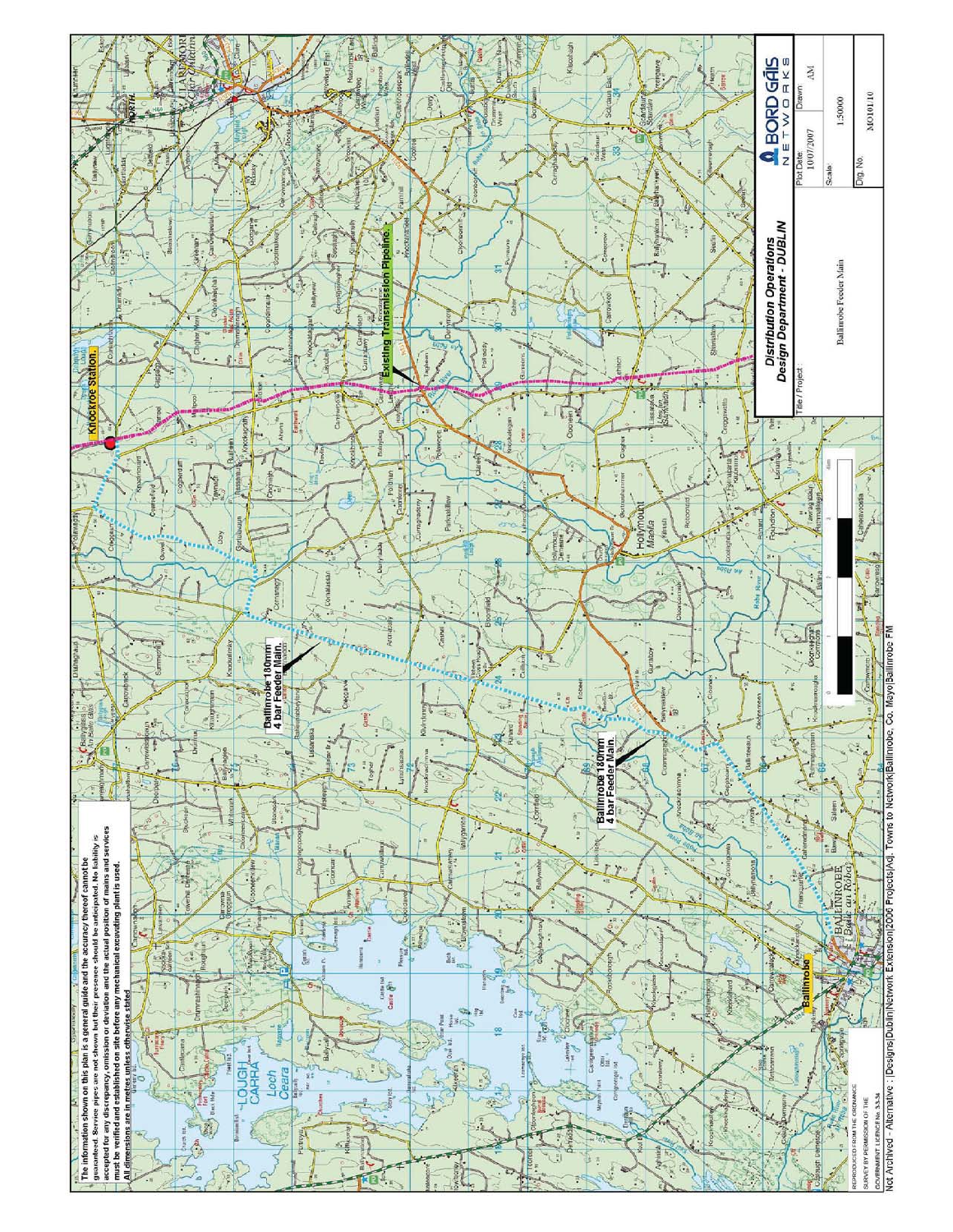The information shown on this plan is a general guide and the accuracy thereof cannot be guaranteed. Service pipes are not shown but their presence should be anticipated. No liability is accepted for any discrepancy, omission or deviation and the actual position of mains and services must be verified and established on site before any mechanical excavating plant is used.
All dimensions are in metres unless otherwise stated

Knockroe Station.

Existing Transmission Pipeline.

Ballinrobe 180mm 4 bar Feeder Main.

Ballinrobe 180mm 4 bar Feeder Main.

Ballinrobe

REPRODUCED FROM THE ORDNANCE SURVEY BY PERMISSION OF THE GOVERNMENT LICENCE No. 3-3-34

**Distribution Operations**
**Design Department - DUBLIN**

BORD GÁIS NETWORKS

| Title / Project: | Plot Date: 10/07/2007 | Drawn: AM |
|---|---|---|
| Ballinrobe Feeder Main | Scale: 1:50000 | |
| | Dig. No.: MO10110 | |

Not Archived - Alternative : |Designs|Dublin|Network Extension|2006 Projects|Adj. Towns to Network|Ballinrobe, Co. Mayo|Ballinrobe FM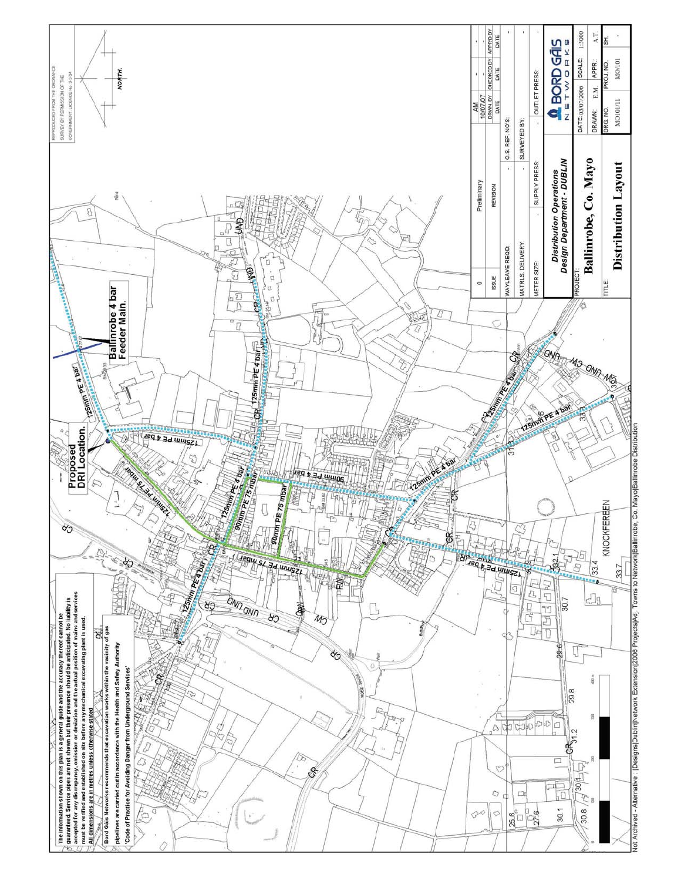The information shown on this plan is a general guide and the accuracy thereof cannot be guaranteed. Service pipes are not shown but their presence should be anticipated. No liability is accepted for any discrepancy, omission or deviation and the actual position of mains and services must be verified and established on site before any mechanical excavating plant is used.
All dimensions are in metres unless otherwise stated

Bord Gáis Networks recommends that excavation works within the vicinity of gas pipelines are carried out in accordance with the Health and Safety Authority 'Code of Practice for Avoiding Danger from Underground Services'

REPRODUCED FROM THE ORDNANCE SURVEY BY PERMISSION OF THE GOVERNMENT. LICENCE No 3-3-34

NORTH.

Proposed DRI Location.

Ballinrobe 4 bar Feeder Main.

125mm PE 4 bar

125mm PE 75 mbar

90mm PE 75 mbar

90mm PE 4 bar

125mm PE 4 bar

KNOCKFEREEN

| 0 | Preliminary | AM 10/07/07 | - | - |
|---|---|---|---|---|
| ISSUE | REVISION | DRWN. BY DATE | CHECKED BY DATE | APPR'D BY DATE |

| WAYLEAVE REQD: | - | O.S. REF. NO'S: | - |
|---|---|---|---|
| MATRLS. DELIVERY: | - | SURVEYED BY: | - |
| METER SIZE: | - | SUPPLY PRESS: | - | OUTLET PRESS: | - |

*Distribution Operations Design Department - DUBLIN*

BORD GÁIS NETWORKS

| PROJECT: Ballinrobe, Co. Mayo | DATE: 03/07/2006 | SCALE: 1:5000 |
|---|---|---|
| | DRAWN: E.M. | APPR.: A.T. |
| TITLE: Distribution Layout | DRG. NO. MO/10/11 | PROJ. NO. MO/10/ | SH. - |

Not Archived - Alternative : |Designs|Dublin|Network Extension|2006 Projects|Ad. Towns to Network|Ballinrobe, Co. Mayo|Ballinrobe Distribution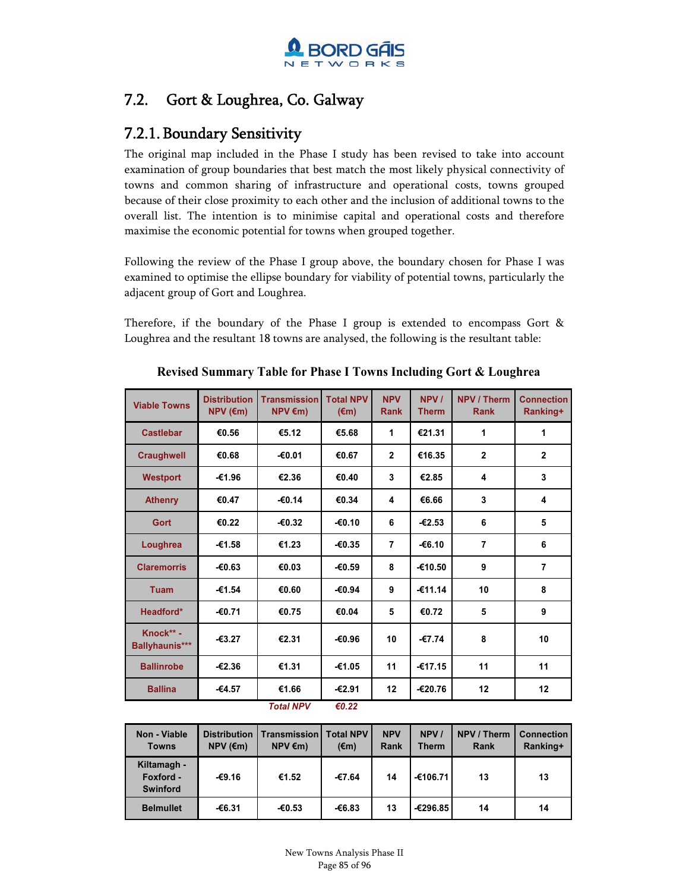## 7.2. Gort & Loughrea, Co. Galway

### 7.2.1. Boundary Sensitivity

The original map included in the Phase I study has been revised to take into account examination of group boundaries that best match the most likely physical connectivity of towns and common sharing of infrastructure and operational costs, towns grouped because of their close proximity to each other and the inclusion of additional towns to the overall list. The intention is to minimise capital and operational costs and therefore maximise the economic potential for towns when grouped together.

Following the review of the Phase I group above, the boundary chosen for Phase I was examined to optimise the ellipse boundary for viability of potential towns, particularly the adjacent group of Gort and Loughrea.

Therefore, if the boundary of the Phase I group is extended to encompass Gort & Loughrea and the resultant 18 towns are analysed, the following is the resultant table:

**Revised Summary Table for Phase I Towns Including Gort & Loughrea**

| Viable Towns | Distribution NPV (€m) | Transmission NPV €m) | Total NPV (€m) | NPV Rank | NPV / Therm | NPV / Therm Rank | Connection Ranking+ |
|---|---|---|---|---|---|---|---|
| Castlebar | €0.56 | €5.12 | €5.68 | 1 | €21.31 | 1 | 1 |
| Craughwell | €0.68 | -€0.01 | €0.67 | 2 | €16.35 | 2 | 2 |
| Westport | -€1.96 | €2.36 | €0.40 | 3 | €2.85 | 4 | 3 |
| Athenry | €0.47 | -€0.14 | €0.34 | 4 | €6.66 | 3 | 4 |
| Gort | €0.22 | -€0.32 | -€0.10 | 6 | -€2.53 | 6 | 5 |
| Loughrea | -€1.58 | €1.23 | -€0.35 | 7 | -€6.10 | 7 | 6 |
| Claremorris | -€0.63 | €0.03 | -€0.59 | 8 | -€10.50 | 9 | 7 |
| Tuam | -€1.54 | €0.60 | -€0.94 | 9 | -€11.14 | 10 | 8 |
| Headford* | -€0.71 | €0.75 | €0.04 | 5 | €0.72 | 5 | 9 |
| Knock** - Ballyhaunis*** | -€3.27 | €2.31 | -€0.96 | 10 | -€7.74 | 8 | 10 |
| Ballinrobe | -€2.36 | €1.31 | -€1.05 | 11 | -€17.15 | 11 | 11 |
| Ballina | -€4.57 | €1.66 | -€2.91 | 12 | -€20.76 | 12 | 12 |
| | | *Total NPV* | *€0.22* | | | | |

| Non - Viable Towns | Distribution NPV (€m) | Transmission NPV €m) | Total NPV (€m) | NPV Rank | NPV / Therm | NPV / Therm Rank | Connection Ranking+ |
|---|---|---|---|---|---|---|---|
| Kiltamagh - Foxford - Swinford | -€9.16 | €1.52 | -€7.64 | 14 | -€106.71 | 13 | 13 |
| Belmullet | -€6.31 | -€0.53 | -€6.83 | 13 | -€296.85 | 14 | 14 |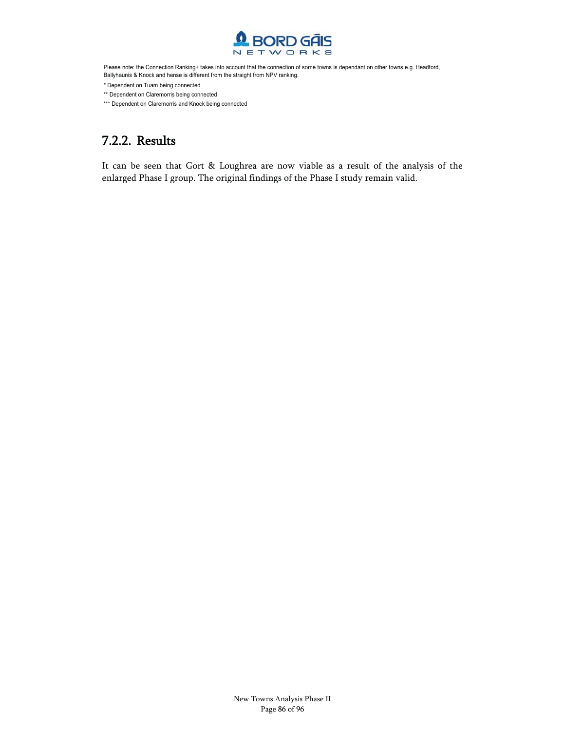Please note: the Connection Ranking+ takes into account that the connection of some towns is dependant on other towns e.g. Headford, Ballyhaunis & Knock and hense is different from the straight from NPV ranking.

* Dependent on Tuam being connected

** Dependent on Claremorris being connected

*** Dependent on Claremorris and Knock being connected

## 7.2.2. Results

It can be seen that Gort & Loughrea are now viable as a result of the analysis of the enlarged Phase I group. The original findings of the Phase I study remain valid.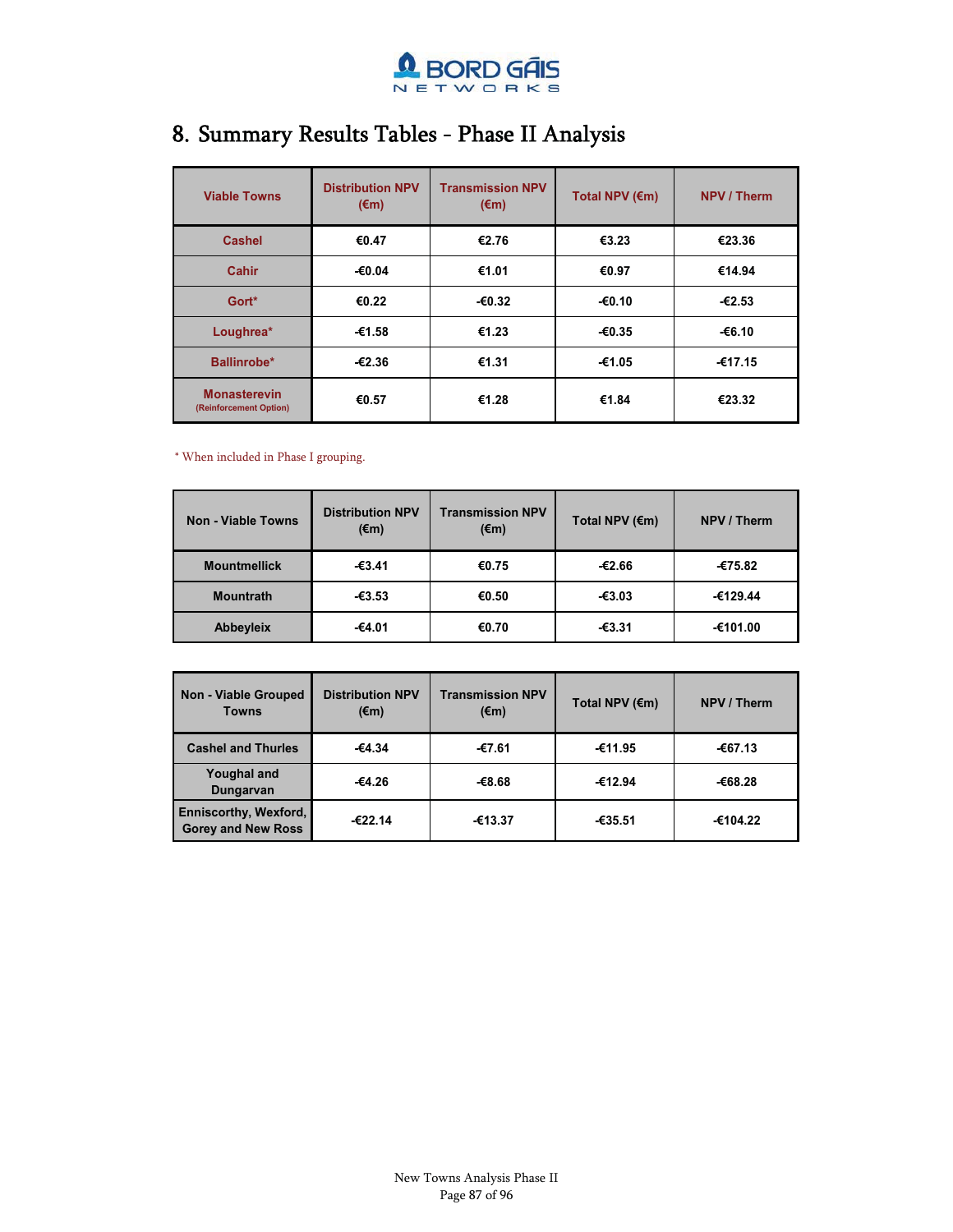## 8. Summary Results Tables - Phase II Analysis

| Viable Towns | Distribution NPV (€m) | Transmission NPV (€m) | Total NPV (€m) | NPV / Therm |
|---|---|---|---|---|
| Cashel | €0.47 | €2.76 | €3.23 | €23.36 |
| Cahir | -€0.04 | €1.01 | €0.97 | €14.94 |
| Gort* | €0.22 | -€0.32 | -€0.10 | -€2.53 |
| Loughrea* | -€1.58 | €1.23 | -€0.35 | -€6.10 |
| Ballinrobe* | -€2.36 | €1.31 | -€1.05 | -€17.15 |
| Monasterevin (Reinforcement Option) | €0.57 | €1.28 | €1.84 | €23.32 |

* When included in Phase I grouping.

| Non - Viable Towns | Distribution NPV (€m) | Transmission NPV (€m) | Total NPV (€m) | NPV / Therm |
|---|---|---|---|---|
| Mountmellick | -€3.41 | €0.75 | -€2.66 | -€75.82 |
| Mountrath | -€3.53 | €0.50 | -€3.03 | -€129.44 |
| Abbeyleix | -€4.01 | €0.70 | -€3.31 | -€101.00 |

| Non - Viable Grouped Towns | Distribution NPV (€m) | Transmission NPV (€m) | Total NPV (€m) | NPV / Therm |
|---|---|---|---|---|
| Cashel and Thurles | -€4.34 | -€7.61 | -€11.95 | -€67.13 |
| Youghal and Dungarvan | -€4.26 | -€8.68 | -€12.94 | -€68.28 |
| Enniscorthy, Wexford, Gorey and New Ross | -€22.14 | -€13.37 | -€35.51 | -€104.22 |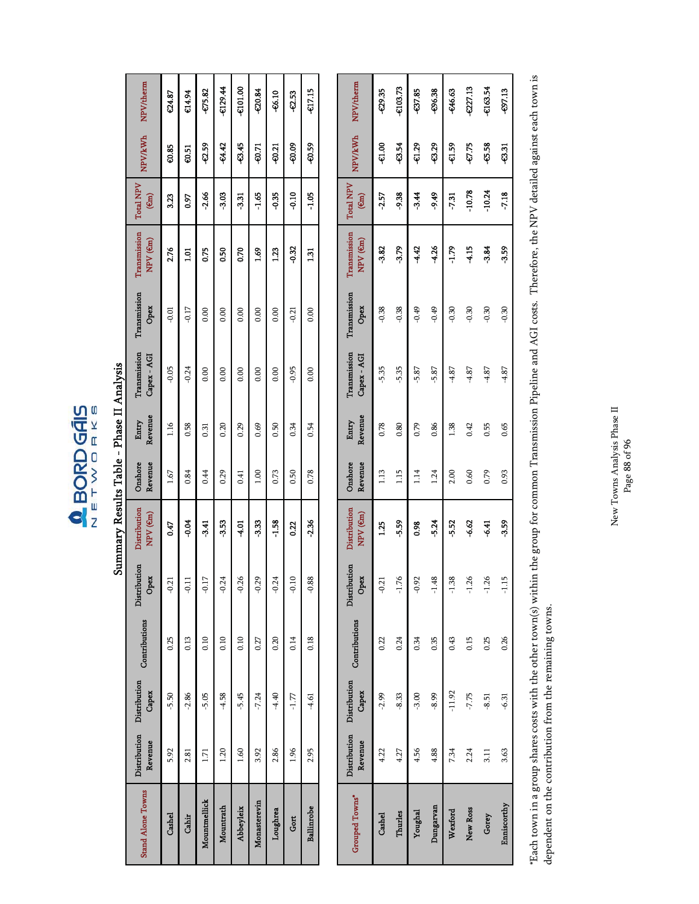## Summary Results Table - Phase II Analysis

| Stand Alone Towns | Distribution Revenue | Distribution Capex | Contributions | Distribution Opex | Distribution NPV (€m) | Onshore Revenue | Entry Revenue | Transmission Capex - AGI | Transmission Opex | Transmission NPV (€m) | Total NPV (€m) | NPV/kWh | NPV/therm |
|---|---|---|---|---|---|---|---|---|---|---|---|---|---|
| Cashel | 5.92 | -5.50 | 0.25 | -0.21 | **0.47** | 1.67 | 1.16 | -0.05 | -0.01 | **2.76** | **3.23** | **€0.85** | **€24.87** |
| Cahir | 2.81 | -2.86 | 0.13 | -0.11 | **-0.04** | 0.84 | 0.58 | -0.24 | -0.17 | **1.01** | **0.97** | **€0.51** | **€14.94** |
| Mountmellick | 1.71 | -5.05 | 0.10 | -0.17 | **-3.41** | 0.44 | 0.31 | 0.00 | 0.00 | **0.75** | **-2.66** | **-€2.59** | **-€75.82** |
| Mountrath | 1.20 | -4.58 | 0.10 | -0.24 | **-3.53** | 0.29 | 0.20 | 0.00 | 0.00 | **0.50** | **-3.03** | **-€4.42** | **-€129.44** |
| Abbeyleix | 1.60 | -5.45 | 0.10 | -0.26 | **-4.01** | 0.41 | 0.29 | 0.00 | 0.00 | **0.70** | **-3.31** | **-€3.45** | **-€101.00** |
| Monasterevin | 3.92 | -7.24 | 0.27 | -0.29 | **-3.33** | 1.00 | 0.69 | 0.00 | 0.00 | **1.69** | **-1.65** | **-€0.71** | **-€20.84** |
| Loughrea | 2.86 | -4.40 | 0.20 | -0.24 | **-1.58** | 0.73 | 0.50 | 0.00 | 0.00 | **1.23** | **-0.35** | **-€0.21** | **-€6.10** |
| Gort | 1.96 | -1.77 | 0.14 | -0.10 | **0.22** | 0.50 | 0.34 | -0.95 | -0.21 | **-0.32** | **-0.10** | **-€0.09** | **-€2.53** |
| Ballinrobe | 2.95 | -4.61 | 0.18 | -0.88 | **-2.36** | 0.78 | 0.54 | 0.00 | 0.00 | **1.31** | **-1.05** | **-€0.59** | **-€17.15** |

| Grouped Towns* | Distribution Revenue | Distribution Capex | Contributions | Distribution Opex | Distribution NPV (€m) | Onshore Revenue | Entry Revenue | Transmission Capex - AGI | Transmission Opex | Transmission NPV (€m) | Total NPV (€m) | NPV/kWh | NPV/therm |
|---|---|---|---|---|---|---|---|---|---|---|---|---|---|
| Cashel | 4.22 | -2.99 | 0.22 | -0.21 | **1.25** | 1.13 | 0.78 | -5.35 | -0.38 | **-3.82** | **-2.57** | **-€1.00** | **-€29.35** |
| Thurles | 4.27 | -8.33 | 0.24 | -1.76 | **-5.59** | 1.15 | 0.80 | -5.35 | -0.38 | **-3.79** | **-9.38** | **-€3.54** | **-€103.73** |
| Youghal | 4.56 | -3.00 | 0.34 | -0.92 | **0.98** | 1.14 | 0.79 | -5.87 | -0.49 | **-4.42** | **-3.44** | **-€1.29** | **-€37.85** |
| Dungarvan | 4.88 | -8.99 | 0.35 | -1.48 | **-5.24** | 1.24 | 0.86 | -5.87 | -0.49 | **-4.26** | **-9.49** | **-€3.29** | **-€96.38** |
| Wexford | 7.34 | -11.92 | 0.43 | -1.38 | **-5.52** | 2.00 | 1.38 | -4.87 | -0.30 | **-1.79** | **-7.31** | **-€1.59** | **-€46.63** |
| New Ross | 2.24 | -7.75 | 0.15 | -1.26 | **-6.62** | 0.60 | 0.42 | -4.87 | -0.30 | **-4.15** | **-10.78** | **-€7.75** | **-€227.13** |
| Gorey | 3.11 | -8.51 | 0.25 | -1.26 | **-6.41** | 0.79 | 0.55 | -4.87 | -0.30 | **-3.84** | **-10.24** | **-€5.58** | **-€163.54** |
| Enniscorthy | 3.63 | -6.31 | 0.26 | -1.15 | **-3.59** | 0.93 | 0.65 | -4.87 | -0.30 | **-3.59** | **-7.18** | **-€3.31** | **-€97.13** |

*Each town in a group shares costs with the other town(s) within the group for common Transmission Pipeline and AGI costs. Therefore, the NPV detailed against each town is dependent on the contribution from the remaining towns.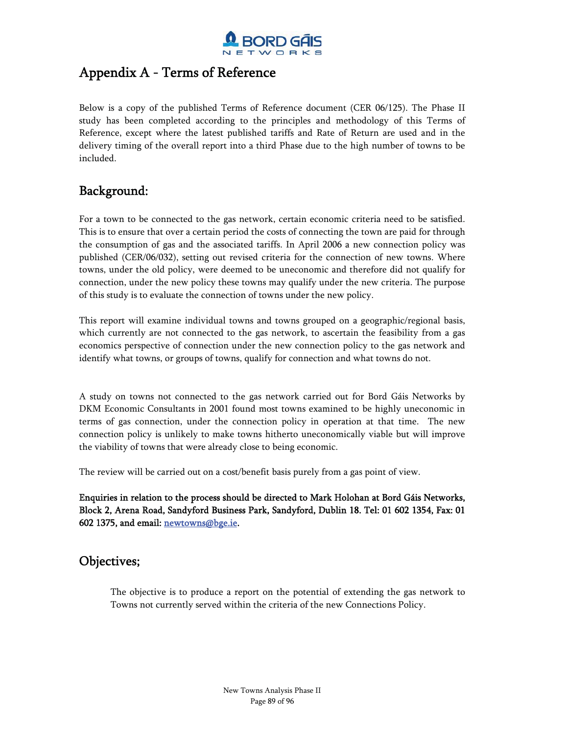# Appendix A - Terms of Reference

Below is a copy of the published Terms of Reference document (CER 06/125). The Phase II study has been completed according to the principles and methodology of this Terms of Reference, except where the latest published tariffs and Rate of Return are used and in the delivery timing of the overall report into a third Phase due to the high number of towns to be included.

## Background:

For a town to be connected to the gas network, certain economic criteria need to be satisfied. This is to ensure that over a certain period the costs of connecting the town are paid for through the consumption of gas and the associated tariffs. In April 2006 a new connection policy was published (CER/06/032), setting out revised criteria for the connection of new towns. Where towns, under the old policy, were deemed to be uneconomic and therefore did not qualify for connection, under the new policy these towns may qualify under the new criteria. The purpose of this study is to evaluate the connection of towns under the new policy.

This report will examine individual towns and towns grouped on a geographic/regional basis, which currently are not connected to the gas network, to ascertain the feasibility from a gas economics perspective of connection under the new connection policy to the gas network and identify what towns, or groups of towns, qualify for connection and what towns do not.

A study on towns not connected to the gas network carried out for Bord Gáis Networks by DKM Economic Consultants in 2001 found most towns examined to be highly uneconomic in terms of gas connection, under the connection policy in operation at that time. The new connection policy is unlikely to make towns hitherto uneconomically viable but will improve the viability of towns that were already close to being economic.

The review will be carried out on a cost/benefit basis purely from a gas point of view.

**Enquiries in relation to the process should be directed to Mark Holohan at Bord Gáis Networks, Block 2, Arena Road, Sandyford Business Park, Sandyford, Dublin 18. Tel: 01 602 1354, Fax: 01 602 1375, and email: newtowns@bge.ie.**

## Objectives;

The objective is to produce a report on the potential of extending the gas network to Towns not currently served within the criteria of the new Connections Policy.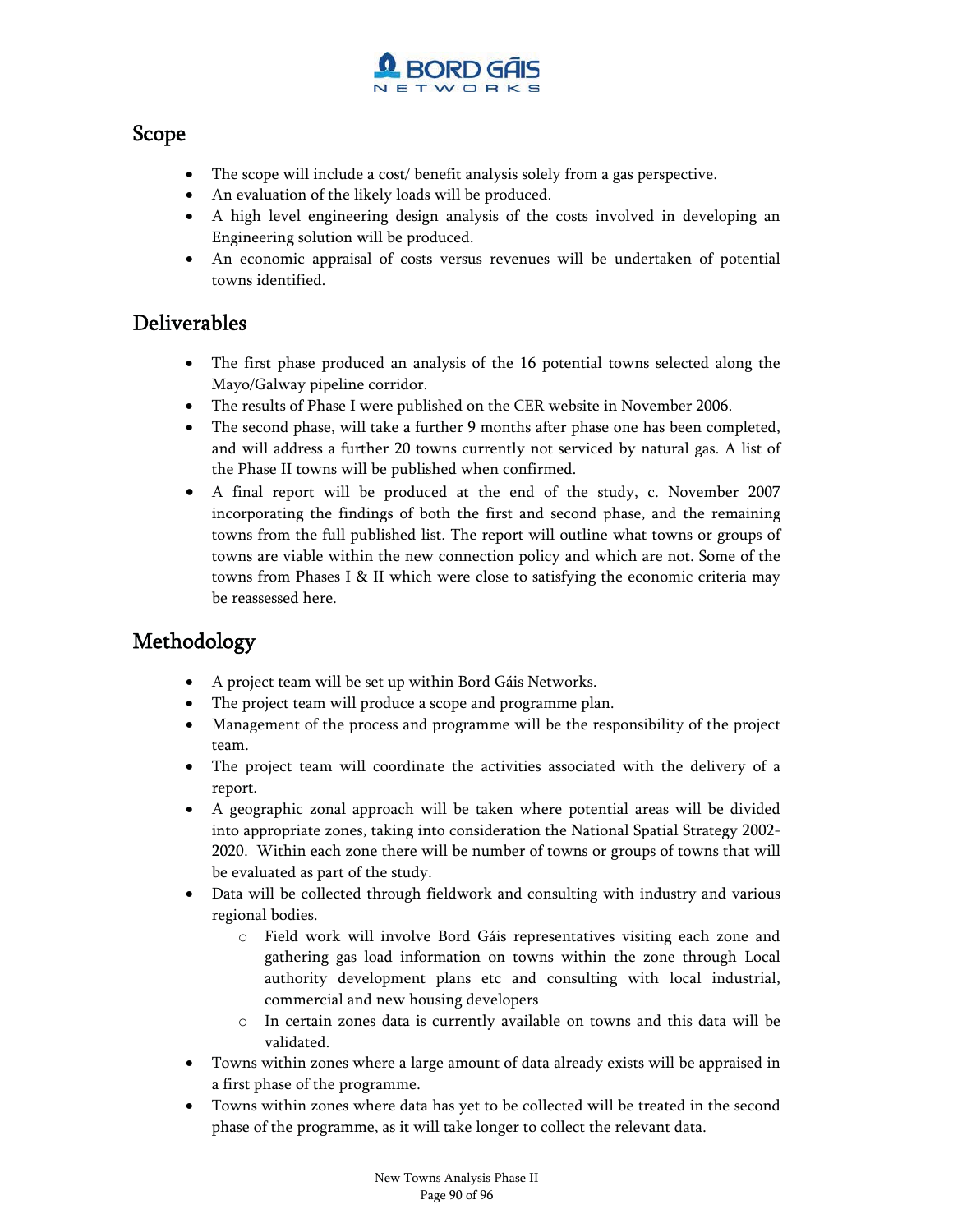## Scope

- The scope will include a cost/ benefit analysis solely from a gas perspective.
- An evaluation of the likely loads will be produced.
- A high level engineering design analysis of the costs involved in developing an Engineering solution will be produced.
- An economic appraisal of costs versus revenues will be undertaken of potential towns identified.

## Deliverables

- The first phase produced an analysis of the 16 potential towns selected along the Mayo/Galway pipeline corridor.
- The results of Phase I were published on the CER website in November 2006.
- The second phase, will take a further 9 months after phase one has been completed, and will address a further 20 towns currently not serviced by natural gas. A list of the Phase II towns will be published when confirmed.
- A final report will be produced at the end of the study, c. November 2007 incorporating the findings of both the first and second phase, and the remaining towns from the full published list. The report will outline what towns or groups of towns are viable within the new connection policy and which are not. Some of the towns from Phases I & II which were close to satisfying the economic criteria may be reassessed here.

## Methodology

- A project team will be set up within Bord Gáis Networks.
- The project team will produce a scope and programme plan.
- Management of the process and programme will be the responsibility of the project team.
- The project team will coordinate the activities associated with the delivery of a report.
- A geographic zonal approach will be taken where potential areas will be divided into appropriate zones, taking into consideration the National Spatial Strategy 2002-2020. Within each zone there will be number of towns or groups of towns that will be evaluated as part of the study.
- Data will be collected through fieldwork and consulting with industry and various regional bodies.
  - Field work will involve Bord Gáis representatives visiting each zone and gathering gas load information on towns within the zone through Local authority development plans etc and consulting with local industrial, commercial and new housing developers
  - In certain zones data is currently available on towns and this data will be validated.
- Towns within zones where a large amount of data already exists will be appraised in a first phase of the programme.
- Towns within zones where data has yet to be collected will be treated in the second phase of the programme, as it will take longer to collect the relevant data.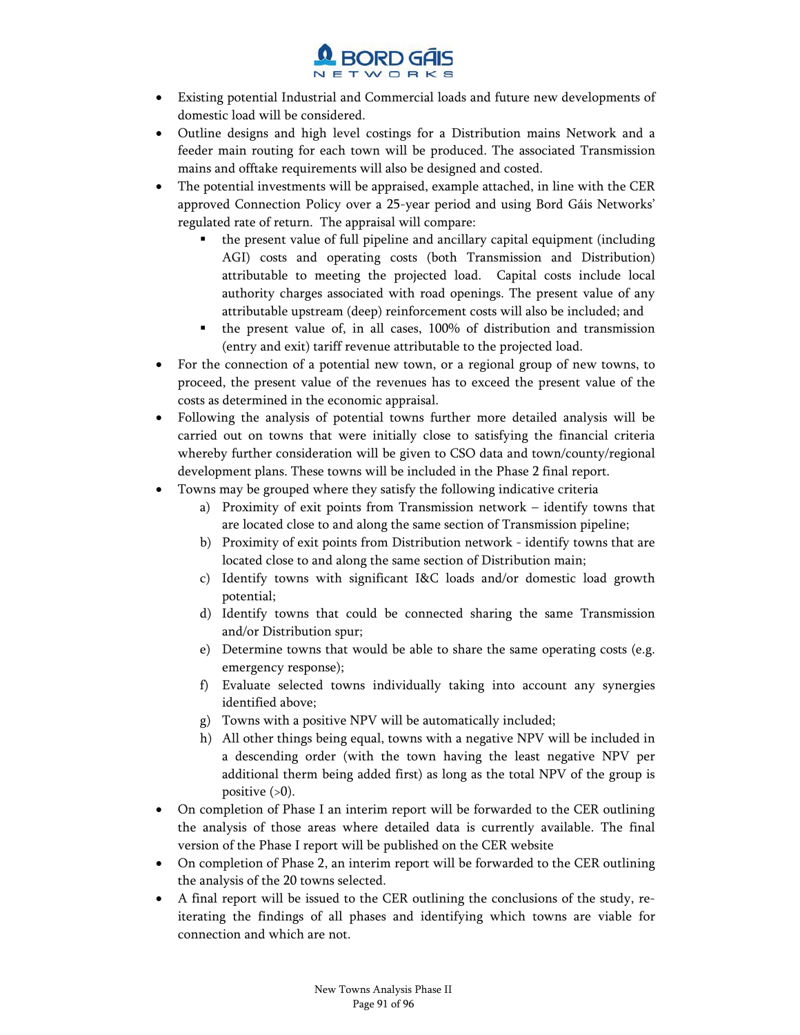- Existing potential Industrial and Commercial loads and future new developments of domestic load will be considered.
- Outline designs and high level costings for a Distribution mains Network and a feeder main routing for each town will be produced. The associated Transmission mains and offtake requirements will also be designed and costed.
- The potential investments will be appraised, example attached, in line with the CER approved Connection Policy over a 25-year period and using Bord Gáis Networks' regulated rate of return. The appraisal will compare:
  - the present value of full pipeline and ancillary capital equipment (including AGI) costs and operating costs (both Transmission and Distribution) attributable to meeting the projected load. Capital costs include local authority charges associated with road openings. The present value of any attributable upstream (deep) reinforcement costs will also be included; and
  - the present value of, in all cases, 100% of distribution and transmission (entry and exit) tariff revenue attributable to the projected load.
- For the connection of a potential new town, or a regional group of new towns, to proceed, the present value of the revenues has to exceed the present value of the costs as determined in the economic appraisal.
- Following the analysis of potential towns further more detailed analysis will be carried out on towns that were initially close to satisfying the financial criteria whereby further consideration will be given to CSO data and town/county/regional development plans. These towns will be included in the Phase 2 final report.
- Towns may be grouped where they satisfy the following indicative criteria
  a) Proximity of exit points from Transmission network – identify towns that are located close to and along the same section of Transmission pipeline;
  b) Proximity of exit points from Distribution network - identify towns that are located close to and along the same section of Distribution main;
  c) Identify towns with significant I&C loads and/or domestic load growth potential;
  d) Identify towns that could be connected sharing the same Transmission and/or Distribution spur;
  e) Determine towns that would be able to share the same operating costs (e.g. emergency response);
  f) Evaluate selected towns individually taking into account any synergies identified above;
  g) Towns with a positive NPV will be automatically included;
  h) All other things being equal, towns with a negative NPV will be included in a descending order (with the town having the least negative NPV per additional therm being added first) as long as the total NPV of the group is positive (>0).
- On completion of Phase I an interim report will be forwarded to the CER outlining the analysis of those areas where detailed data is currently available. The final version of the Phase I report will be published on the CER website
- On completion of Phase 2, an interim report will be forwarded to the CER outlining the analysis of the 20 towns selected.
- A final report will be issued to the CER outlining the conclusions of the study, re-iterating the findings of all phases and identifying which towns are viable for connection and which are not.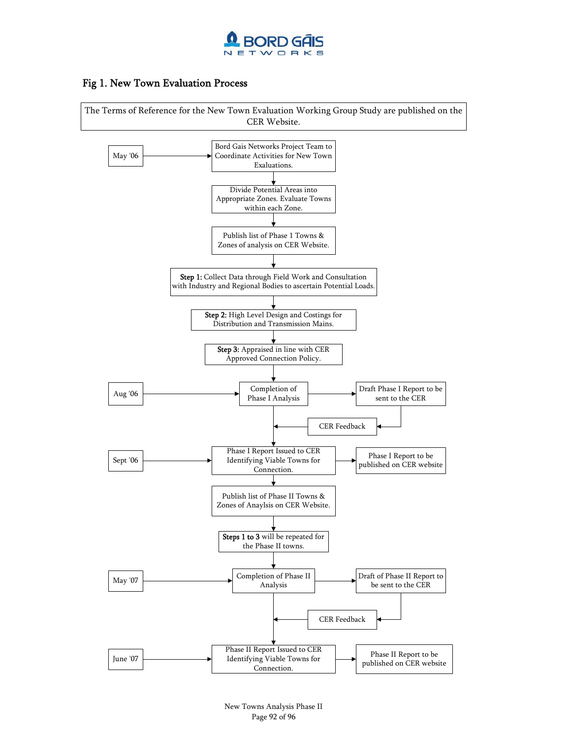## Fig 1. New Town Evaluation Process

The Terms of Reference for the New Town Evaluation Working Group Study are published on the CER Website.

- **May '06** → Bord Gais Networks Project Team to Coordinate Activities for New Town Evaluations.
- Divide Potential Areas into Appropriate Zones. Evaluate Towns within each Zone.
- Publish list of Phase 1 Towns & Zones of analysis on CER Website.
- **Step 1:** Collect Data through Field Work and Consultation with Industry and Regional Bodies to ascertain Potential Loads.
- **Step 2:** High Level Design and Costings for Distribution and Transmission Mains.
- **Step 3:** Appraised in line with CER Approved Connection Policy.
- **Aug '06** → Completion of Phase I Analysis → Draft Phase I Report to be sent to the CER → CER Feedback
- **Sept '06** → Phase I Report Issued to CER Identifying Viable Towns for Connection. → Phase I Report to be published on CER website
- Publish list of Phase II Towns & Zones of Anaylsis on CER Website.
- **Steps 1 to 3** will be repeated for the Phase II towns.
- **May '07** → Completion of Phase II Analysis → Draft of Phase II Report to be sent to the CER → CER Feedback
- **June '07** → Phase II Report Issued to CER Identifying Viable Towns for Connection. → Phase II Report to be published on CER website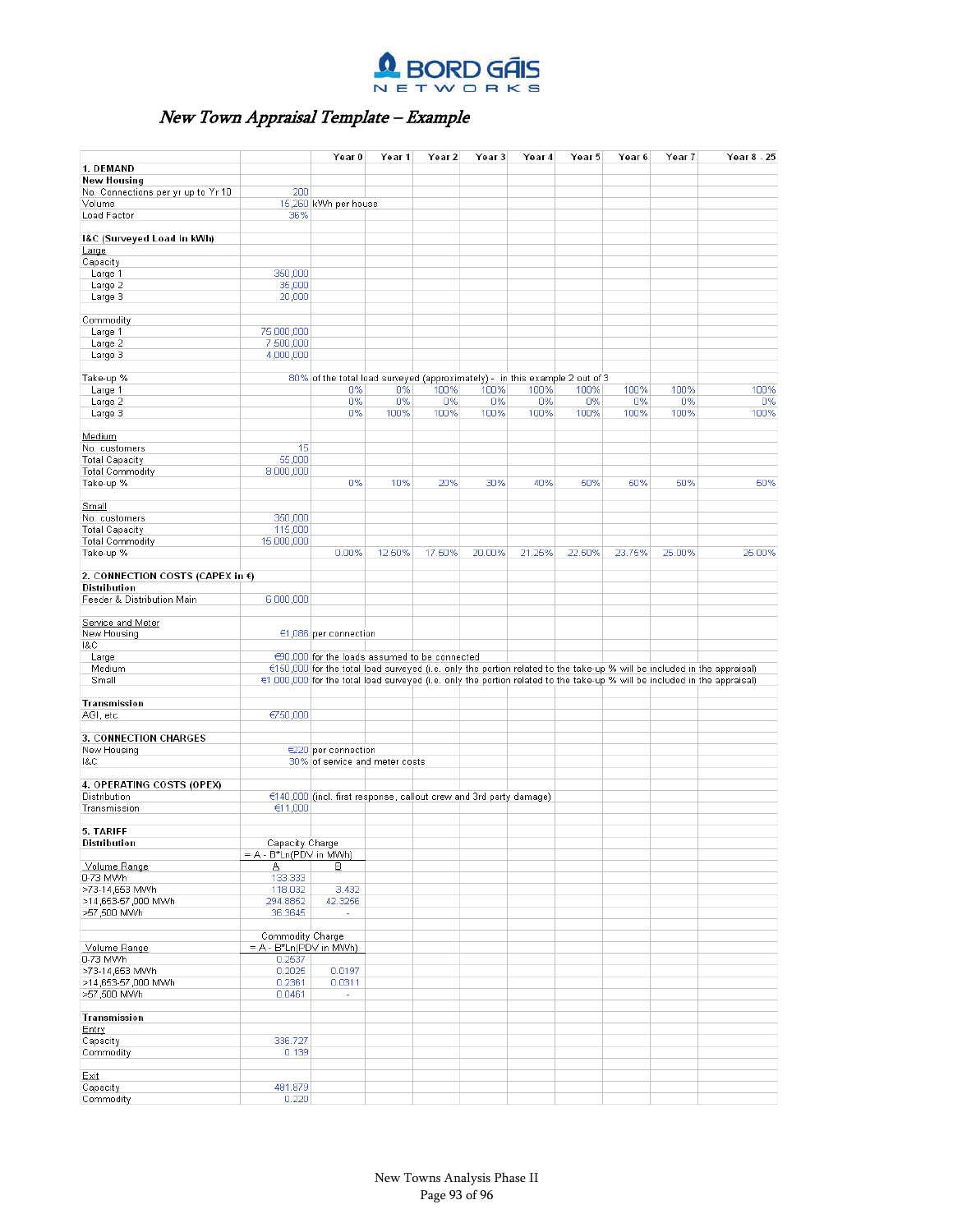# New Town Appraisal Template – Example

| | | Year 0 | Year 1 | Year 2 | Year 3 | Year 4 | Year 5 | Year 6 | Year 7 | Year 8 - 25 |
|---|---|---|---|---|---|---|---|---|---|---|
| **1. DEMAND** | | | | | | | | | | |
| **New Housing** | | | | | | | | | | |
| No. Connections per yr up to Yr 10 | 200 | | | | | | | | | |
| Volume | 15,260 | kWh per house | | | | | | | | |
| Load Factor | 36% | | | | | | | | | |
| | | | | | | | | | | |
| **I&C (Surveyed Load in kWh)** | | | | | | | | | | |
| Large | | | | | | | | | | |
| Capacity | | | | | | | | | | |
| Large 1 | 350,000 | | | | | | | | | |
| Large 2 | 35,000 | | | | | | | | | |
| Large 3 | 20,000 | | | | | | | | | |
| | | | | | | | | | | |
| Commodity | | | | | | | | | | |
| Large 1 | 75,000,000 | | | | | | | | | |
| Large 2 | 7,500,000 | | | | | | | | | |
| Large 3 | 4,000,000 | | | | | | | | | |
| | | | | | | | | | | |
| Take-up % | 80% | of the total load surveyed (approximately) - in this example 2 out of 3 | | | | | | | | |
| Large 1 | | 0% | 0% | 100% | 100% | 100% | 100% | 100% | 100% | 100% |
| Large 2 | | 0% | 0% | 0% | 0% | 0% | 0% | 0% | 0% | 0% |
| Large 3 | | 0% | 100% | 100% | 100% | 100% | 100% | 100% | 100% | 100% |
| | | | | | | | | | | |
| Medium | | | | | | | | | | |
| No. customers | 15 | | | | | | | | | |
| Total Capacity | 55,000 | | | | | | | | | |
| Total Commodity | 8,000,000 | | | | | | | | | |
| Take-up % | | 0% | 10% | 20% | 30% | 40% | 50% | 50% | 50% | 50% |
| | | | | | | | | | | |
| Small | | | | | | | | | | |
| No. customers | 350,000 | | | | | | | | | |
| Total Capacity | 115,000 | | | | | | | | | |
| Total Commodity | 15,000,000 | | | | | | | | | |
| Take-up % | | 0.00% | 12.50% | 17.50% | 20.00% | 21.25% | 22.50% | 23.75% | 25.00% | 25.00% |
| | | | | | | | | | | |
| **2. CONNECTION COSTS (CAPEX in €)** | | | | | | | | | | |
| **Distribution** | | | | | | | | | | |
| Feeder & Distribution Main | 6,000,000 | | | | | | | | | |
| | | | | | | | | | | |
| Service and Meter | | | | | | | | | | |
| New Housing | €1,086 | per connection | | | | | | | | |
| I&C | | | | | | | | | | |
| Large | €90,000 | for the loads assumed to be connected | | | | | | | | |
| Medium | €150,000 | for the total load surveyed (i.e. only the portion related to the take-up % will be included in the appraisal) | | | | | | | | |
| Small | €1,000,000 | for the total load surveyed (i.e. only the portion related to the take-up % will be included in the appraisal) | | | | | | | | |
| | | | | | | | | | | |
| **Transmission** | | | | | | | | | | |
| AGI, etc | €750,000 | | | | | | | | | |
| | | | | | | | | | | |
| **3. CONNECTION CHARGES** | | | | | | | | | | |
| New Housing | €220 | per connection | | | | | | | | |
| I&C | 30% | of service and meter costs | | | | | | | | |
| | | | | | | | | | | |
| **4. OPERATING COSTS (OPEX)** | | | | | | | | | | |
| Distribution | €140,000 | (incl. first response, callout crew and 3rd party damage) | | | | | | | | |
| Transmission | €11,000 | | | | | | | | | |
| | | | | | | | | | | |
| **5. TARIFF** | | | | | | | | | | |
| **Distribution** | Capacity Charge = A - B*Ln(PDV in MWh) | | | | | | | | | |
| Volume Range | A | B | | | | | | | | |
| 0-73 MWh | 133.333 | | | | | | | | | |
| >73-14,653 MWh | 118.032 | 3.432 | | | | | | | | |
| >14,653-57,000 MWh | 294.8862 | 42.3256 | | | | | | | | |
| >57,500 MWh | 36.3645 | - | | | | | | | | |
| | | | | | | | | | | |
| | Commodity Charge = A - B*Ln(PDV in MWh) | | | | | | | | | |
| Volume Range | | | | | | | | | | |
| 0-73 MWh | 0.2537 | | | | | | | | | |
| >73-14,653 MWh | 0.2025 | 0.0197 | | | | | | | | |
| >14,653-57,000 MWh | 0.2361 | 0.0311 | | | | | | | | |
| >57,500 MWh | 0.0461 | - | | | | | | | | |
| | | | | | | | | | | |
| **Transmission** | | | | | | | | | | |
| Entry | | | | | | | | | | |
| Capacity | 336.727 | | | | | | | | | |
| Commodity | 0.139 | | | | | | | | | |
| | | | | | | | | | | |
| Exit | | | | | | | | | | |
| Capacity | 481.879 | | | | | | | | | |
| Commodity | 0.220 | | | | | | | | | |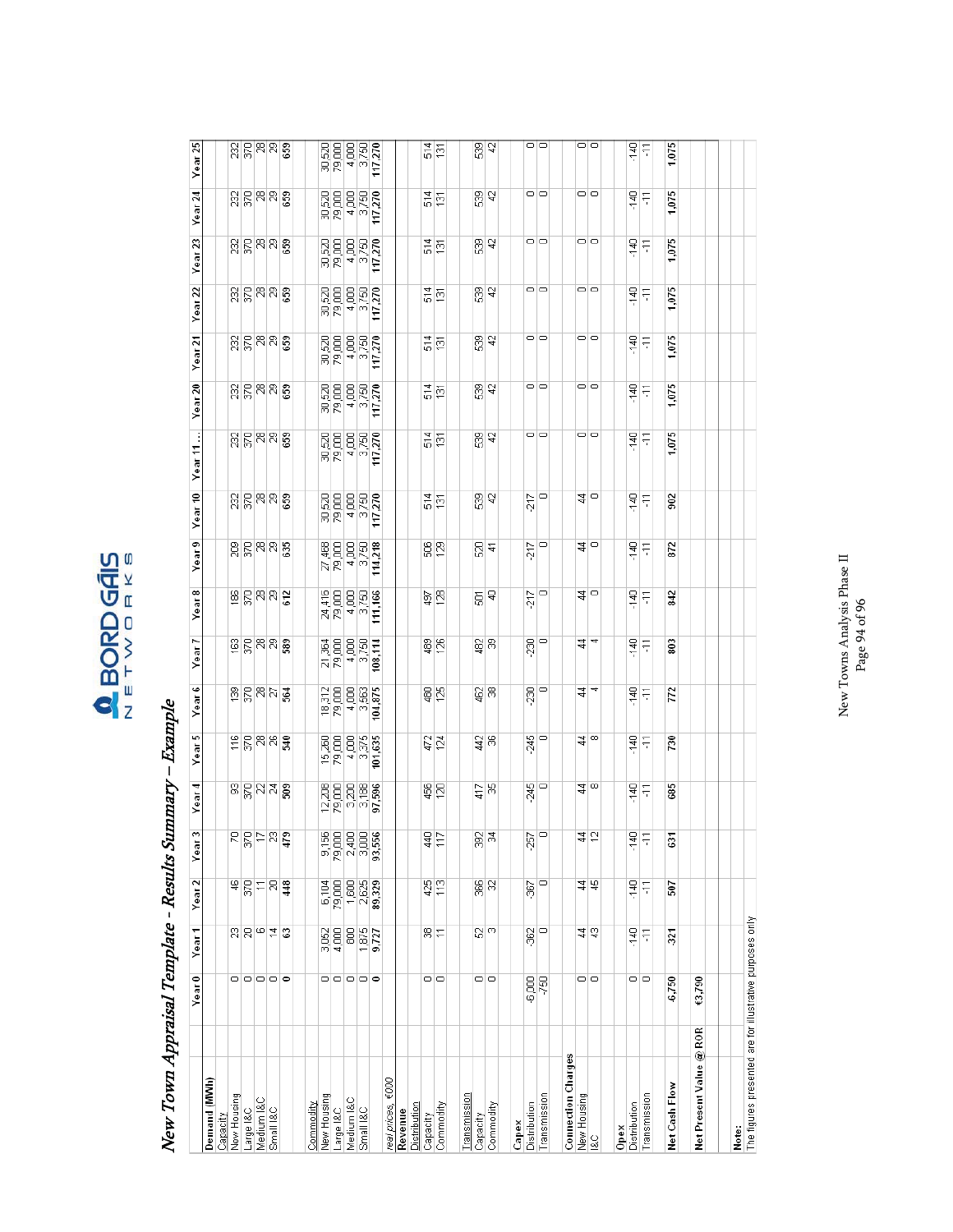# New Town Appraisal Template - Results Summary – Example

| | Year 0 | Year 1 | Year 2 | Year 3 | Year 4 | Year 5 | Year 6 | Year 7 | Year 8 | Year 9 | Year 10 | Year 11... | Year 20 | Year 21 | Year 22 | Year 23 | Year 24 | Year 25 |
|---|---|---|---|---|---|---|---|---|---|---|---|---|---|---|---|---|---|---|
| **Demand (MWh)** | | | | | | | | | | | | | | | | | | |
| Capacity | | | | | | | | | | | | | | | | | | |
| New Housing | 0 | 23 | 46 | 70 | 93 | 116 | 139 | 163 | 186 | 209 | 232 | 232 | 232 | 232 | 232 | 232 | 232 | 232 |
| Large I&C | 0 | 20 | 370 | 370 | 370 | 370 | 370 | 370 | 370 | 370 | 370 | 370 | 370 | 370 | 370 | 370 | 370 | 370 |
| Medium I&C | 0 | 6 | 11 | 17 | 22 | 28 | 28 | 28 | 28 | 28 | 28 | 28 | 28 | 28 | 28 | 28 | 28 | 28 |
| Small I&C | 0 | 14 | 20 | 23 | 24 | 26 | 27 | 28 | 29 | 29 | 29 | 29 | 29 | 29 | 29 | 29 | 29 | 29 |
| | **0** | **63** | **448** | **479** | **509** | **540** | **564** | **589** | **612** | **635** | **659** | **659** | **659** | **659** | **659** | **659** | **659** | **659** |
| Commodity | | | | | | | | | | | | | | | | | | |
| New Housing | 0 | 3,052 | 6,104 | 9,156 | 12,208 | 15,260 | 18,312 | 21,364 | 24,416 | 27,468 | 30,520 | 30,520 | 30,520 | 30,520 | 30,520 | 30,520 | 30,520 | 30,520 |
| Large I&C | 0 | 4,000 | 79,000 | 79,000 | 79,000 | 79,000 | 79,000 | 79,000 | 79,000 | 79,000 | 79,000 | 79,000 | 79,000 | 79,000 | 79,000 | 79,000 | 79,000 | 79,000 |
| Medium I&C | 0 | 800 | 1,600 | 2,400 | 3,200 | 4,000 | 4,000 | 4,000 | 4,000 | 4,000 | 4,000 | 4,000 | 4,000 | 4,000 | 4,000 | 4,000 | 4,000 | 4,000 |
| Small I&C | 0 | 1,875 | 2,625 | 3,000 | 3,188 | 3,375 | 3,563 | 3,750 | 3,750 | 3,750 | 3,750 | 3,750 | 3,750 | 3,750 | 3,750 | 3,750 | 3,750 | 3,750 |
| | **0** | **9,727** | **89,329** | **93,556** | **97,596** | **101,635** | **104,875** | **108,114** | **111,166** | **114,218** | **117,270** | **117,270** | **117,270** | **117,270** | **117,270** | **117,270** | **117,270** | **117,270** |
| *real prices, €000* | | | | | | | | | | | | | | | | | | |
| **Revenue** | | | | | | | | | | | | | | | | | | |
| Distribution | | | | | | | | | | | | | | | | | | |
| Capacity | 0 | 38 | 425 | 440 | 456 | 472 | 480 | 489 | 497 | 506 | 514 | 514 | 514 | 514 | 514 | 514 | 514 | 514 |
| Commodity | 0 | 11 | 113 | 117 | 120 | 124 | 125 | 126 | 128 | 129 | 131 | 131 | 131 | 131 | 131 | 131 | 131 | 131 |
| Transmission | | | | | | | | | | | | | | | | | | |
| Capacity | 0 | 52 | 366 | 392 | 417 | 442 | 462 | 482 | 501 | 520 | 539 | 539 | 539 | 539 | 539 | 539 | 539 | 539 |
| Commodity | 0 | 3 | 32 | 34 | 35 | 36 | 38 | 39 | 40 | 41 | 42 | 42 | 42 | 42 | 42 | 42 | 42 | 42 |
| **Capex** | | | | | | | | | | | | | | | | | | |
| Distribution | -6,000 | -362 | -367 | -257 | -245 | -245 | -230 | -230 | -217 | -217 | -217 | 0 | 0 | 0 | 0 | 0 | 0 | 0 |
| Transmission | -750 | 0 | 0 | 0 | 0 | 0 | 0 | 0 | 0 | 0 | 0 | 0 | 0 | 0 | 0 | 0 | 0 | 0 |
| **Connection Charges** | | | | | | | | | | | | | | | | | | |
| New Housing | 0 | 44 | 44 | 44 | 44 | 44 | 44 | 44 | 44 | 44 | 44 | 0 | 0 | 0 | 0 | 0 | 0 | 0 |
| I&C | 0 | 43 | 45 | 12 | 8 | 8 | 4 | 4 | 0 | 0 | 0 | 0 | 0 | 0 | 0 | 0 | 0 | 0 |
| **Opex** | | | | | | | | | | | | | | | | | | |
| Distribution | 0 | -140 | -140 | -140 | -140 | -140 | -140 | -140 | -140 | -140 | -140 | -140 | -140 | -140 | -140 | -140 | -140 | -140 |
| Transmission | 0 | -11 | -11 | -11 | -11 | -11 | -11 | -11 | -11 | -11 | -11 | -11 | -11 | -11 | -11 | -11 | -11 | -11 |
| **Net Cash Flow** | **-6,750** | **-321** | **507** | **631** | **685** | **730** | **772** | **803** | **842** | **872** | **902** | **1,075** | **1,075** | **1,075** | **1,075** | **1,075** | **1,075** | **1,075** |
| **Net Present Value @ ROR** | **€3,790** | | | | | | | | | | | | | | | | | |

**Note:**
The figures presented are for illustrative purposes only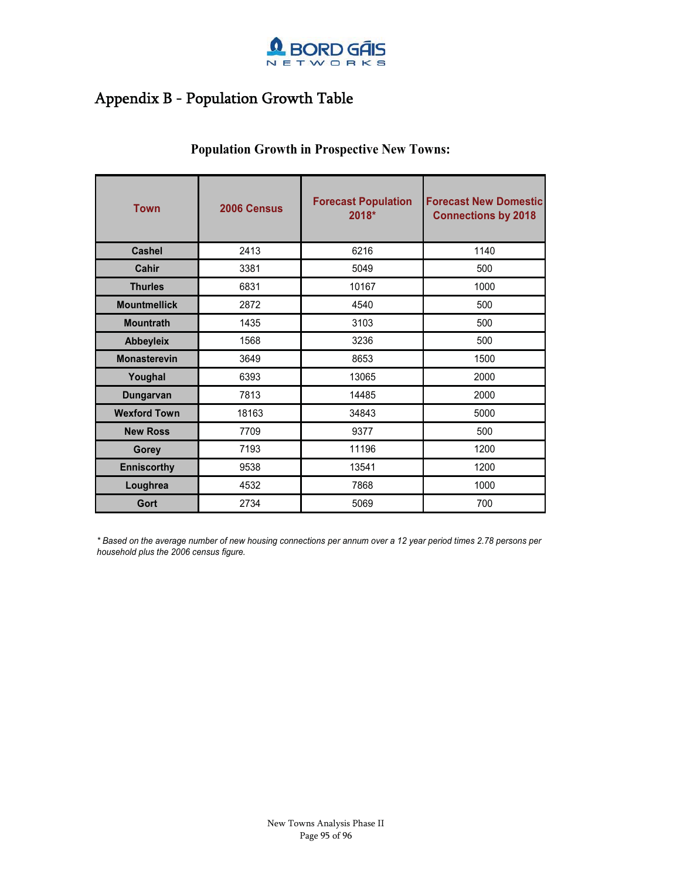# Appendix B - Population Growth Table

**Population Growth in Prospective New Towns:**

| Town | 2006 Census | Forecast Population 2018* | Forecast New Domestic Connections by 2018 |
|---|---|---|---|
| Cashel | 2413 | 6216 | 1140 |
| Cahir | 3381 | 5049 | 500 |
| Thurles | 6831 | 10167 | 1000 |
| Mountmellick | 2872 | 4540 | 500 |
| Mountrath | 1435 | 3103 | 500 |
| Abbeyleix | 1568 | 3236 | 500 |
| Monasterevin | 3649 | 8653 | 1500 |
| Youghal | 6393 | 13065 | 2000 |
| Dungarvan | 7813 | 14485 | 2000 |
| Wexford Town | 18163 | 34843 | 5000 |
| New Ross | 7709 | 9377 | 500 |
| Gorey | 7193 | 11196 | 1200 |
| Enniscorthy | 9538 | 13541 | 1200 |
| Loughrea | 4532 | 7868 | 1000 |
| Gort | 2734 | 5069 | 700 |

*\* Based on the average number of new housing connections per annum over a 12 year period times 2.78 persons per household plus the 2006 census figure.*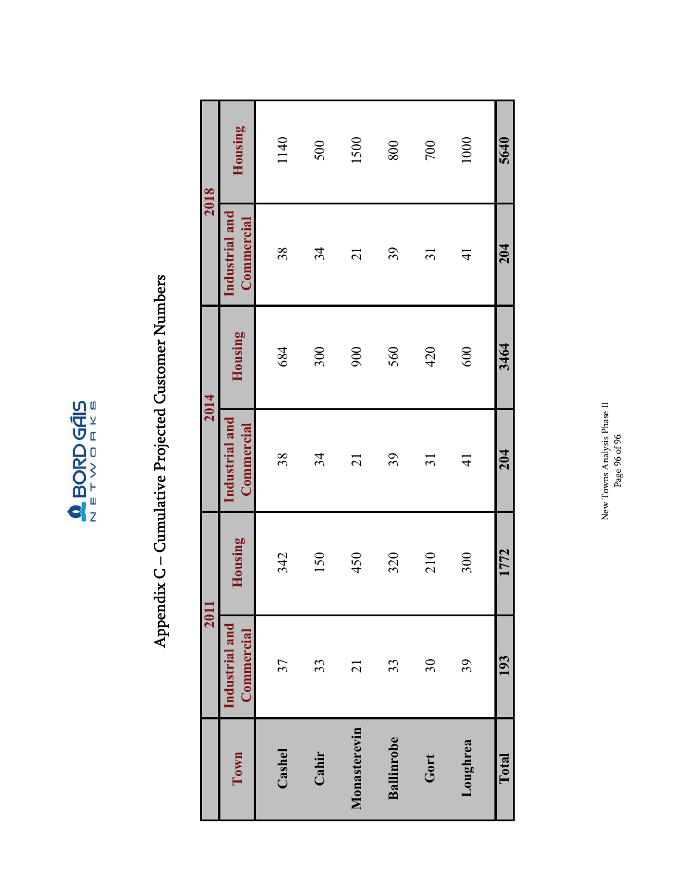# Appendix C – Cumulative Projected Customer Numbers

| Town | 2011 | | 2014 | | 2018 | |
|---|---|---|---|---|---|---|
| | Industrial and Commercial | Housing | Industrial and Commercial | Housing | Industrial and Commercial | Housing |
| **Cashel** | 37 | 342 | 38 | 684 | 38 | 1140 |
| **Cahir** | 33 | 150 | 34 | 300 | 34 | 500 |
| **Monasterevin** | 21 | 450 | 21 | 900 | 21 | 1500 |
| **Ballinrobe** | 33 | 320 | 39 | 560 | 39 | 800 |
| **Gort** | 30 | 210 | 31 | 420 | 31 | 700 |
| **Loughrea** | 39 | 300 | 41 | 600 | 41 | 1000 |
| **Total** | **193** | **1772** | **204** | **3464** | **204** | **5640** |